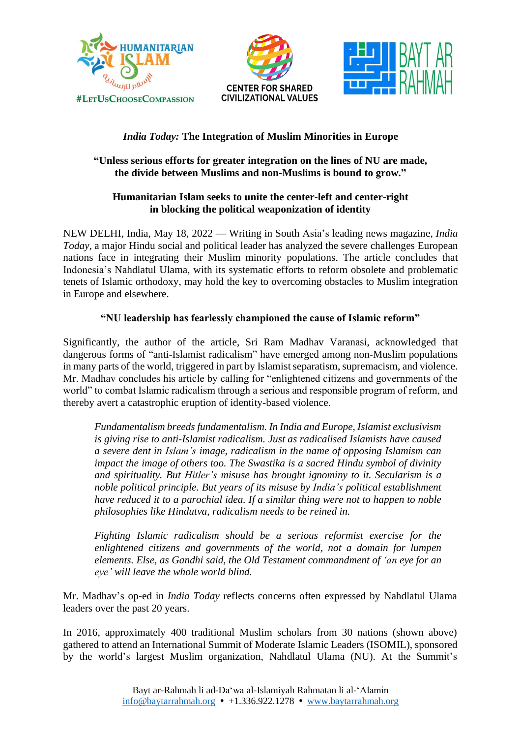# *India Today:* The Integration of Muslim Minorities in Europe

**"Unless serious efforts for greater integration on the lines of NU are made, the divide between Muslims and non-Muslims is bound to grow."**

**Humanitarian Islam seeks to unite the center-left and center-right in blocking the political weaponization of identity**

NEW DELHI, India, May 18, 2022 — Writing in South Asia's leading news magazine, *India Today*, a major Hindu social and political leader has analyzed the severe challenges European nations face in integrating their Muslim minority populations. The article concludes that Indonesia's Nahdlatul Ulama, with its systematic efforts to reform obsolete and problematic tenets of Islamic orthodoxy, may hold the key to overcoming obstacles to Muslim integration in Europe and elsewhere.

## "NU leadership has fearlessly championed the cause of Islamic reform"

Significantly, the author of the article, Sri Ram Madhav Varanasi, acknowledged that dangerous forms of "anti-Islamist radicalism" have emerged among non-Muslim populations in many parts of the world, triggered in part by Islamist separatism, supremacism, and violence. Mr. Madhav concludes his article by calling for "enlightened citizens and governments of the world" to combat Islamic radicalism through a serious and responsible program of reform, and thereby avert a catastrophic eruption of identity-based violence.

> *Fundamentalism breeds fundamentalism. In India and Europe, Islamist exclusivism is giving rise to anti-Islamist radicalism. Just as radicalised Islamists have caused a severe dent in Islam's image, radicalism in the name of opposing Islamism can impact the image of others too. The Swastika is a sacred Hindu symbol of divinity and spirituality. But Hitler's misuse has brought ignominy to it. Secularism is a noble political principle. But years of its misuse by India's political establishment have reduced it to a parochial idea. If a similar thing were not to happen to noble philosophies like Hindutva, radicalism needs to be reined in.*
>
> *Fighting Islamic radicalism should be a serious reformist exercise for the enlightened citizens and governments of the world, not a domain for lumpen elements. Else, as Gandhi said, the Old Testament commandment of 'an eye for an eye' will leave the whole world blind.*

Mr. Madhav's op-ed in *India Today* reflects concerns often expressed by Nahdlatul Ulama leaders over the past 20 years.

In 2016, approximately 400 traditional Muslim scholars from 30 nations (shown above) gathered to attend an International Summit of Moderate Islamic Leaders (ISOMIL), sponsored by the world's largest Muslim organization, Nahdlatul Ulama (NU). At the Summit's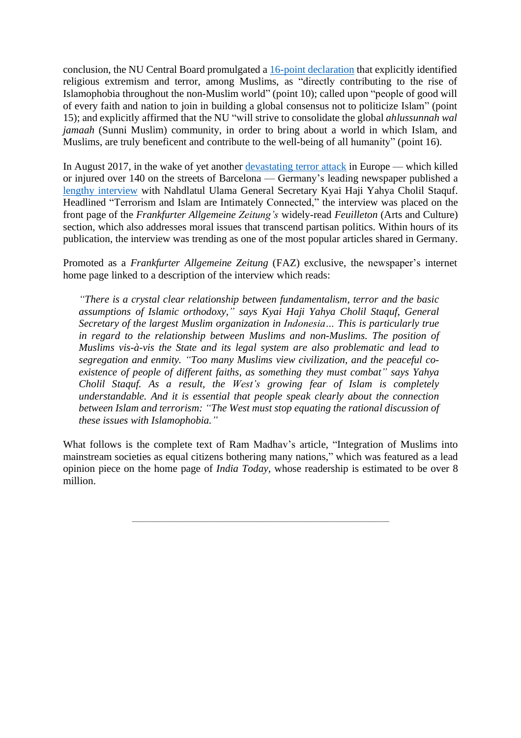conclusion, the NU Central Board promulgated a 16-point declaration that explicitly identified religious extremism and terror, among Muslims, as "directly contributing to the rise of Islamophobia throughout the non-Muslim world" (point 10); called upon "people of good will of every faith and nation to join in building a global consensus not to politicize Islam" (point 15); and explicitly affirmed that the NU "will strive to consolidate the global *ahlussunnah wal jamaah* (Sunni Muslim) community, in order to bring about a world in which Islam, and Muslims, are truly beneficent and contribute to the well-being of all humanity" (point 16).

In August 2017, in the wake of yet another devastating terror attack in Europe — which killed or injured over 140 on the streets of Barcelona — Germany's leading newspaper published a lengthy interview with Nahdlatul Ulama General Secretary Kyai Haji Yahya Cholil Staquf. Headlined "Terrorism and Islam are Intimately Connected," the interview was placed on the front page of the *Frankfurter Allgemeine Zeitung's* widely-read *Feuilleton* (Arts and Culture) section, which also addresses moral issues that transcend partisan politics. Within hours of its publication, the interview was trending as one of the most popular articles shared in Germany.

Promoted as a *Frankfurter Allgemeine Zeitung* (FAZ) exclusive, the newspaper's internet home page linked to a description of the interview which reads:

> *"There is a crystal clear relationship between fundamentalism, terror and the basic assumptions of Islamic orthodoxy," says Kyai Haji Yahya Cholil Staquf, General Secretary of the largest Muslim organization in Indonesia… This is particularly true in regard to the relationship between Muslims and non-Muslims. The position of Muslims vis-à-vis the State and its legal system are also problematic and lead to segregation and enmity. "Too many Muslims view civilization, and the peaceful co-existence of people of different faiths, as something they must combat" says Yahya Cholil Staquf. As a result, the West's growing fear of Islam is completely understandable. And it is essential that people speak clearly about the connection between Islam and terrorism: "The West must stop equating the rational discussion of these issues with Islamophobia."*

What follows is the complete text of Ram Madhav's article, "Integration of Muslims into mainstream societies as equal citizens bothering many nations," which was featured as a lead opinion piece on the home page of *India Today*, whose readership is estimated to be over 8 million.

---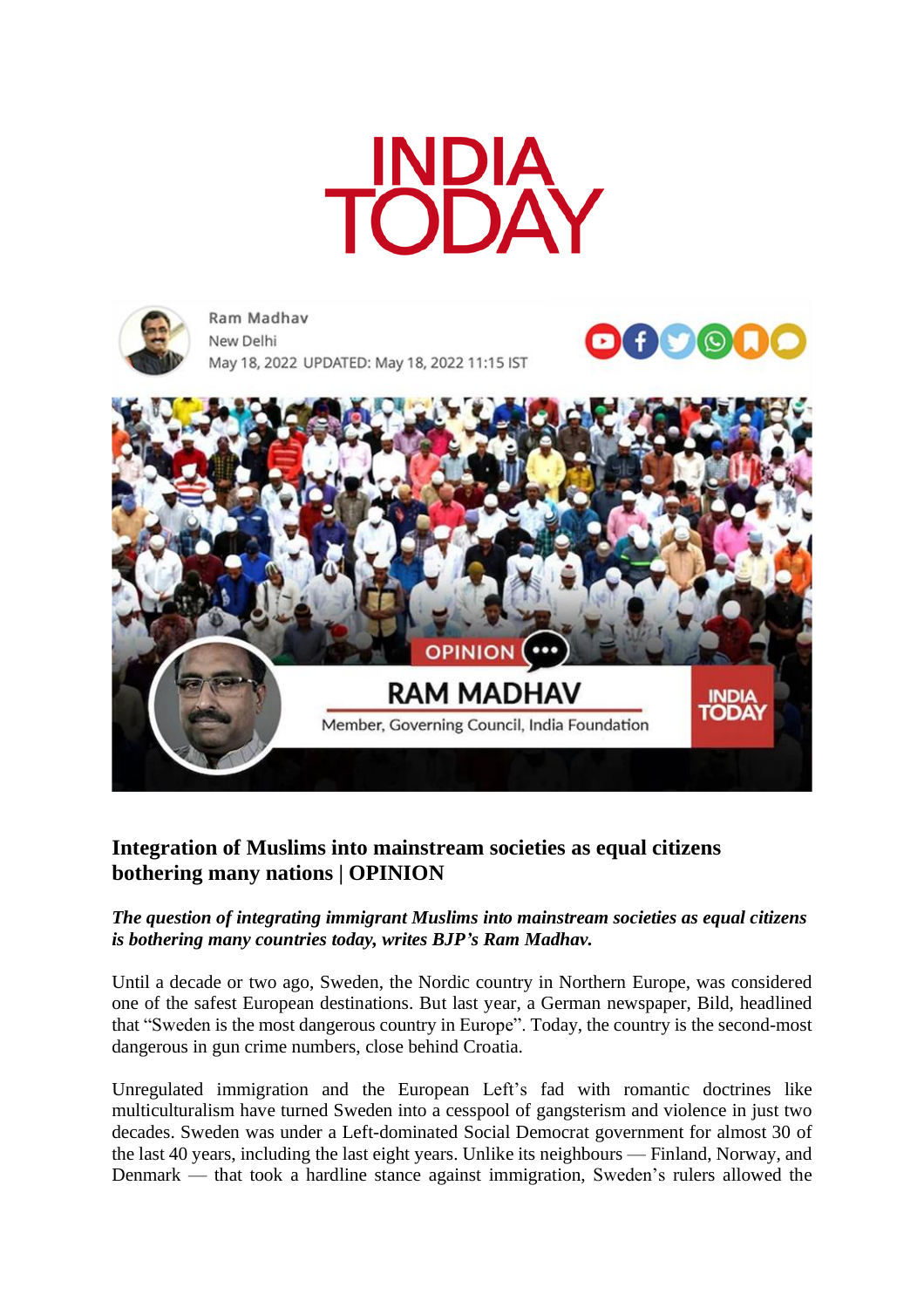# INDIA TODAY

Ram Madhav
New Delhi
May 18, 2022 UPDATED: May 18, 2022 11:15 IST

OPINION
RAM MADHAV
Member, Governing Council, India Foundation

## Integration of Muslims into mainstream societies as equal citizens bothering many nations | OPINION

***The question of integrating immigrant Muslims into mainstream societies as equal citizens is bothering many countries today, writes BJP's Ram Madhav.***

Until a decade or two ago, Sweden, the Nordic country in Northern Europe, was considered one of the safest European destinations. But last year, a German newspaper, Bild, headlined that "Sweden is the most dangerous country in Europe". Today, the country is the second-most dangerous in gun crime numbers, close behind Croatia.

Unregulated immigration and the European Left's fad with romantic doctrines like multiculturalism have turned Sweden into a cesspool of gangsterism and violence in just two decades. Sweden was under a Left-dominated Social Democrat government for almost 30 of the last 40 years, including the last eight years. Unlike its neighbours — Finland, Norway, and Denmark — that took a hardline stance against immigration, Sweden's rulers allowed the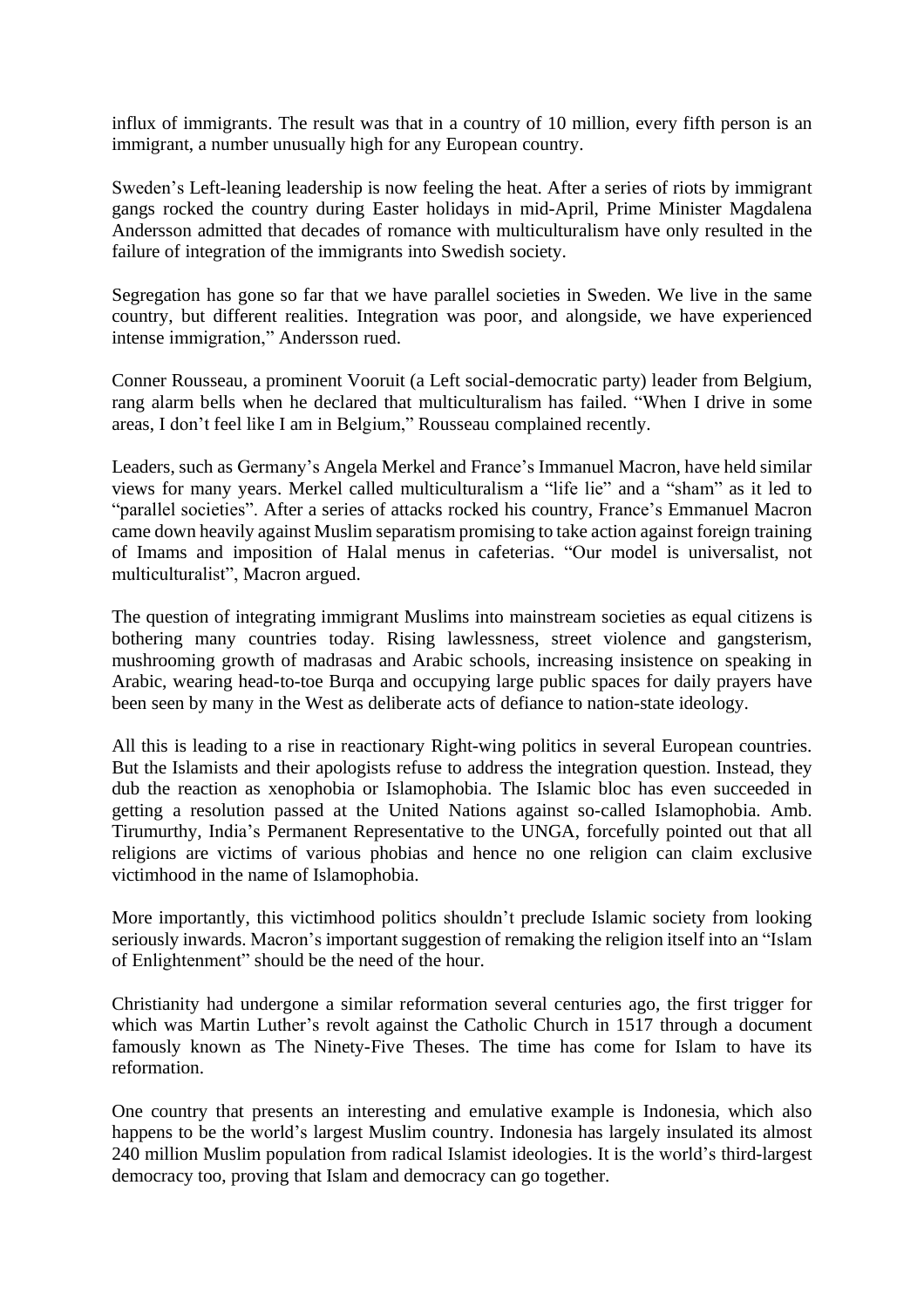influx of immigrants. The result was that in a country of 10 million, every fifth person is an immigrant, a number unusually high for any European country.

Sweden's Left-leaning leadership is now feeling the heat. After a series of riots by immigrant gangs rocked the country during Easter holidays in mid-April, Prime Minister Magdalena Andersson admitted that decades of romance with multiculturalism have only resulted in the failure of integration of the immigrants into Swedish society.

Segregation has gone so far that we have parallel societies in Sweden. We live in the same country, but different realities. Integration was poor, and alongside, we have experienced intense immigration," Andersson rued.

Conner Rousseau, a prominent Vooruit (a Left social-democratic party) leader from Belgium, rang alarm bells when he declared that multiculturalism has failed. "When I drive in some areas, I don't feel like I am in Belgium," Rousseau complained recently.

Leaders, such as Germany's Angela Merkel and France's Immanuel Macron, have held similar views for many years. Merkel called multiculturalism a "life lie" and a "sham" as it led to "parallel societies". After a series of attacks rocked his country, France's Emmanuel Macron came down heavily against Muslim separatism promising to take action against foreign training of Imams and imposition of Halal menus in cafeterias. "Our model is universalist, not multiculturalist", Macron argued.

The question of integrating immigrant Muslims into mainstream societies as equal citizens is bothering many countries today. Rising lawlessness, street violence and gangsterism, mushrooming growth of madrasas and Arabic schools, increasing insistence on speaking in Arabic, wearing head-to-toe Burqa and occupying large public spaces for daily prayers have been seen by many in the West as deliberate acts of defiance to nation-state ideology.

All this is leading to a rise in reactionary Right-wing politics in several European countries. But the Islamists and their apologists refuse to address the integration question. Instead, they dub the reaction as xenophobia or Islamophobia. The Islamic bloc has even succeeded in getting a resolution passed at the United Nations against so-called Islamophobia. Amb. Tirumurthy, India's Permanent Representative to the UNGA, forcefully pointed out that all religions are victims of various phobias and hence no one religion can claim exclusive victimhood in the name of Islamophobia.

More importantly, this victimhood politics shouldn't preclude Islamic society from looking seriously inwards. Macron's important suggestion of remaking the religion itself into an "Islam of Enlightenment" should be the need of the hour.

Christianity had undergone a similar reformation several centuries ago, the first trigger for which was Martin Luther's revolt against the Catholic Church in 1517 through a document famously known as The Ninety-Five Theses. The time has come for Islam to have its reformation.

One country that presents an interesting and emulative example is Indonesia, which also happens to be the world's largest Muslim country. Indonesia has largely insulated its almost 240 million Muslim population from radical Islamist ideologies. It is the world's third-largest democracy too, proving that Islam and democracy can go together.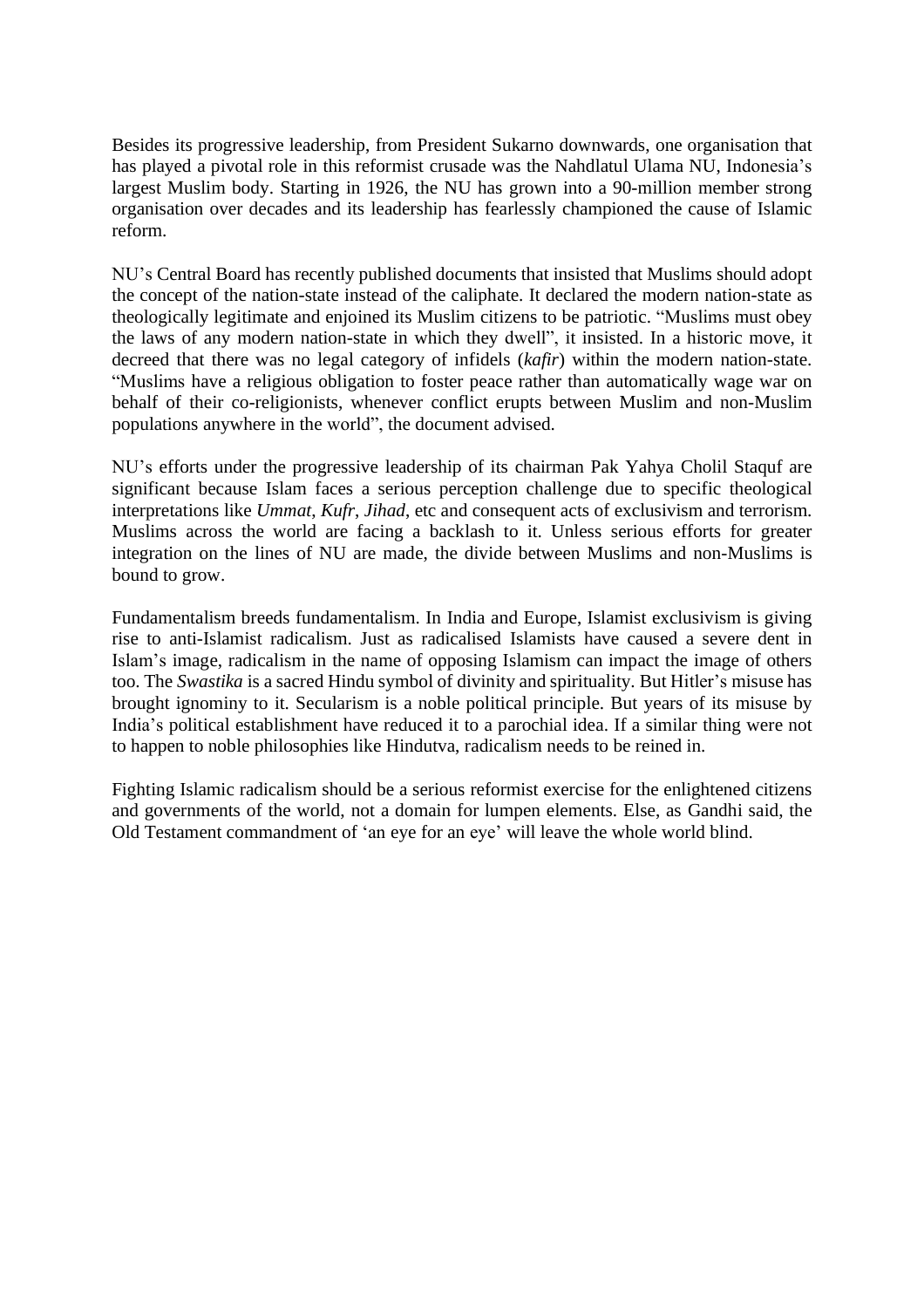Besides its progressive leadership, from President Sukarno downwards, one organisation that has played a pivotal role in this reformist crusade was the Nahdlatul Ulama NU, Indonesia's largest Muslim body. Starting in 1926, the NU has grown into a 90-million member strong organisation over decades and its leadership has fearlessly championed the cause of Islamic reform.

NU's Central Board has recently published documents that insisted that Muslims should adopt the concept of the nation-state instead of the caliphate. It declared the modern nation-state as theologically legitimate and enjoined its Muslim citizens to be patriotic. "Muslims must obey the laws of any modern nation-state in which they dwell", it insisted. In a historic move, it decreed that there was no legal category of infidels (*kafir*) within the modern nation-state. "Muslims have a religious obligation to foster peace rather than automatically wage war on behalf of their co-religionists, whenever conflict erupts between Muslim and non-Muslim populations anywhere in the world", the document advised.

NU's efforts under the progressive leadership of its chairman Pak Yahya Cholil Staquf are significant because Islam faces a serious perception challenge due to specific theological interpretations like *Ummat*, *Kufr*, *Jihad*, etc and consequent acts of exclusivism and terrorism. Muslims across the world are facing a backlash to it. Unless serious efforts for greater integration on the lines of NU are made, the divide between Muslims and non-Muslims is bound to grow.

Fundamentalism breeds fundamentalism. In India and Europe, Islamist exclusivism is giving rise to anti-Islamist radicalism. Just as radicalised Islamists have caused a severe dent in Islam's image, radicalism in the name of opposing Islamism can impact the image of others too. The *Swastika* is a sacred Hindu symbol of divinity and spirituality. But Hitler's misuse has brought ignominy to it. Secularism is a noble political principle. But years of its misuse by India's political establishment have reduced it to a parochial idea. If a similar thing were not to happen to noble philosophies like Hindutva, radicalism needs to be reined in.

Fighting Islamic radicalism should be a serious reformist exercise for the enlightened citizens and governments of the world, not a domain for lumpen elements. Else, as Gandhi said, the Old Testament commandment of 'an eye for an eye' will leave the whole world blind.